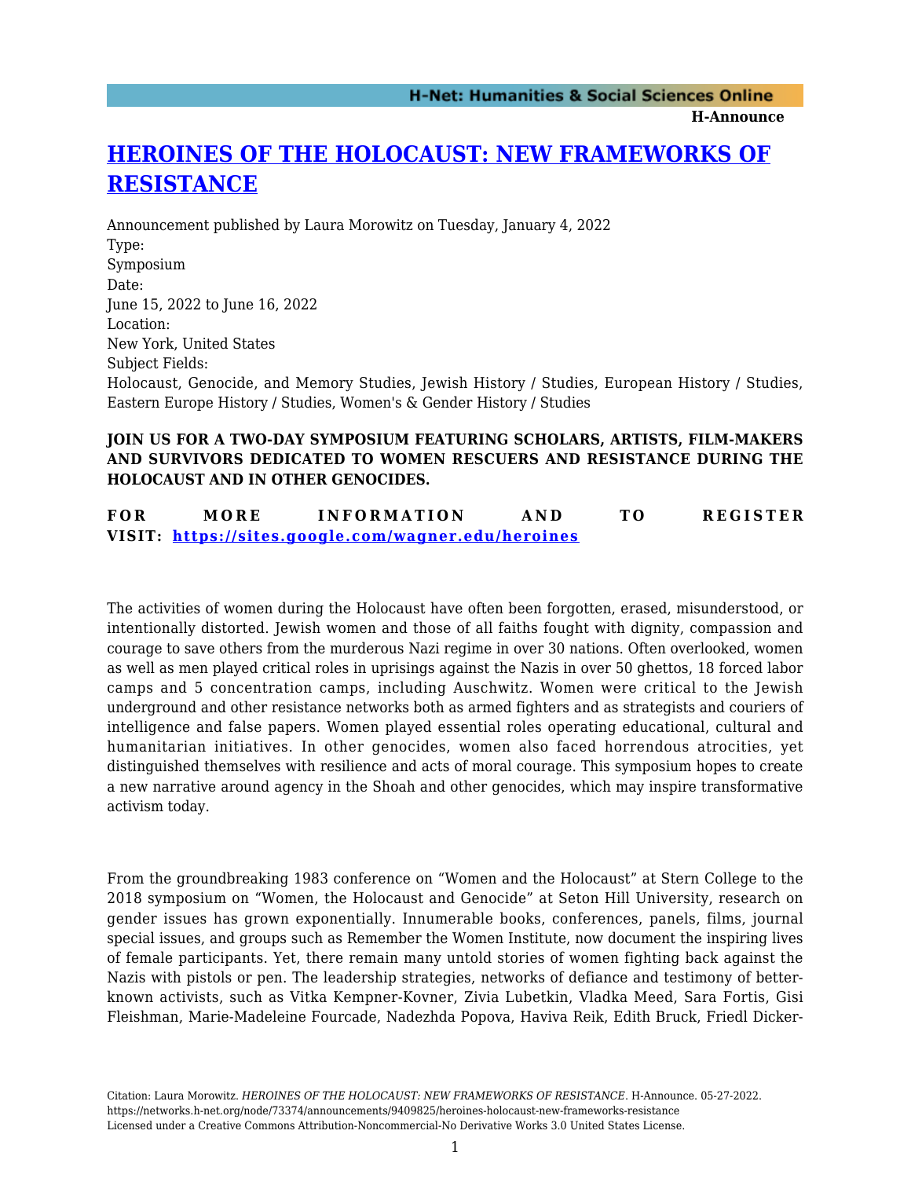# [HEROINES OF THE HOLOCAUST: NEW FRAMEWORKS OF RESISTANCE](#)

Announcement published by Laura Morowitz on Tuesday, January 4, 2022

Type:
Symposium

Date:
June 15, 2022 to June 16, 2022

Location:
New York, United States

Subject Fields:
Holocaust, Genocide, and Memory Studies, Jewish History / Studies, European History / Studies, Eastern Europe History / Studies, Women's & Gender History / Studies

**JOIN US FOR A TWO-DAY SYMPOSIUM FEATURING SCHOLARS, ARTISTS, FILM-MAKERS AND SURVIVORS DEDICATED TO WOMEN RESCUERS AND RESISTANCE DURING THE HOLOCAUST AND IN OTHER GENOCIDES.**

**FOR MORE INFORMATION AND TO REGISTER VISIT: [https://sites.google.com/wagner.edu/heroines](https://sites.google.com/wagner.edu/heroines)**

The activities of women during the Holocaust have often been forgotten, erased, misunderstood, or intentionally distorted. Jewish women and those of all faiths fought with dignity, compassion and courage to save others from the murderous Nazi regime in over 30 nations. Often overlooked, women as well as men played critical roles in uprisings against the Nazis in over 50 ghettos, 18 forced labor camps and 5 concentration camps, including Auschwitz. Women were critical to the Jewish underground and other resistance networks both as armed fighters and as strategists and couriers of intelligence and false papers. Women played essential roles operating educational, cultural and humanitarian initiatives. In other genocides, women also faced horrendous atrocities, yet distinguished themselves with resilience and acts of moral courage. This symposium hopes to create a new narrative around agency in the Shoah and other genocides, which may inspire transformative activism today.

From the groundbreaking 1983 conference on “Women and the Holocaust” at Stern College to the 2018 symposium on “Women, the Holocaust and Genocide” at Seton Hill University, research on gender issues has grown exponentially. Innumerable books, conferences, panels, films, journal special issues, and groups such as Remember the Women Institute, now document the inspiring lives of female participants. Yet, there remain many untold stories of women fighting back against the Nazis with pistols or pen. The leadership strategies, networks of defiance and testimony of better-known activists, such as Vitka Kempner-Kovner, Zivia Lubetkin, Vladka Meed, Sara Fortis, Gisi Fleishman, Marie-Madeleine Fourcade, Nadezhda Popova, Haviva Reik, Edith Bruck, Friedl Dicker-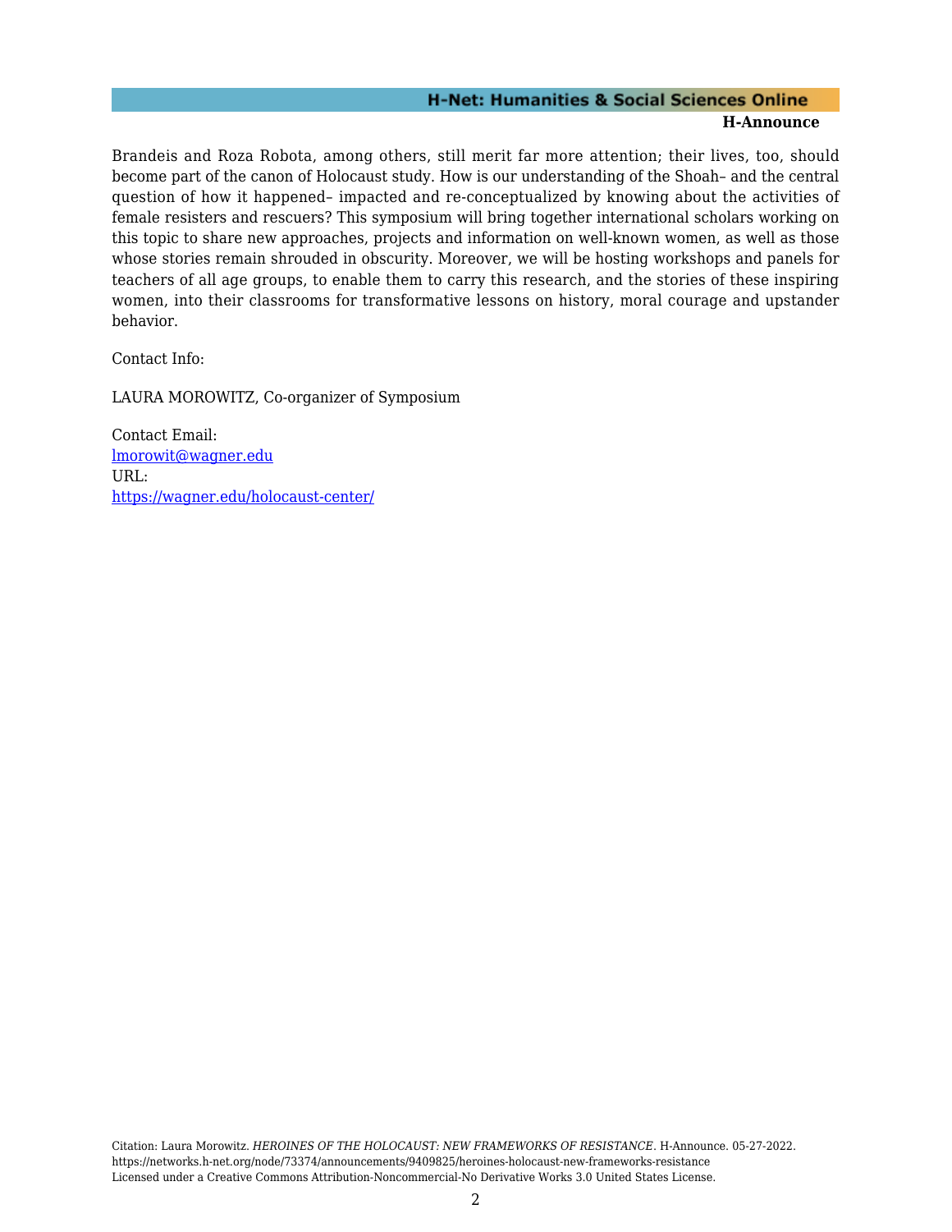Brandeis and Roza Robota, among others, still merit far more attention; their lives, too, should become part of the canon of Holocaust study. How is our understanding of the Shoah– and the central question of how it happened– impacted and re-conceptualized by knowing about the activities of female resisters and rescuers? This symposium will bring together international scholars working on this topic to share new approaches, projects and information on well-known women, as well as those whose stories remain shrouded in obscurity. Moreover, we will be hosting workshops and panels for teachers of all age groups, to enable them to carry this research, and the stories of these inspiring women, into their classrooms for transformative lessons on history, moral courage and upstander behavior.

Contact Info:

LAURA MOROWITZ, Co-organizer of Symposium

Contact Email:
lmorowit@wagner.edu
URL:
https://wagner.edu/holocaust-center/

Citation: Laura Morowitz. *HEROINES OF THE HOLOCAUST: NEW FRAMEWORKS OF RESISTANCE*. H-Announce. 05-27-2022.
https://networks.h-net.org/node/73374/announcements/9409825/heroines-holocaust-new-frameworks-resistance
Licensed under a Creative Commons Attribution-Noncommercial-No Derivative Works 3.0 United States License.